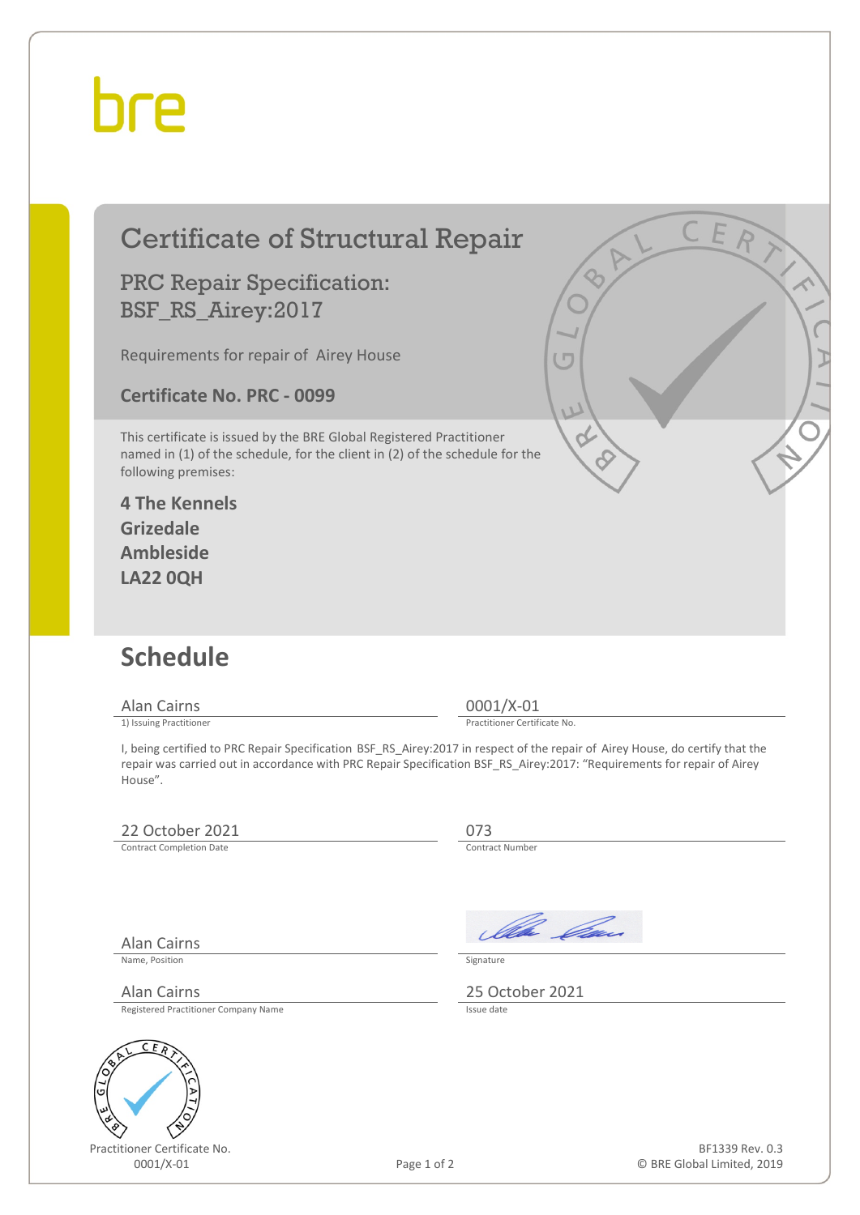bre

# Certificate of Structural Repair

## PRC Repair Specification: BSF_RS_Airey:2017

Requirements for repair of Airey House

**Certificate No. PRC - 0099**

This certificate is issued by the BRE Global Registered Practitioner named in (1) of the schedule, for the client in (2) of the schedule for the following premises:

**4 The Kennels**
**Grizedale**
**Ambleside**
**LA22 0QH**

## Schedule

| | |
|---|---|
| Alan Cairns | 0001/X-01 |
| 1) Issuing Practitioner | Practitioner Certificate No. |

I, being certified to PRC Repair Specification BSF_RS_Airey:2017 in respect of the repair of Airey House, do certify that the repair was carried out in accordance with PRC Repair Specification BSF_RS_Airey:2017: "Requirements for repair of Airey House".

| | |
|---|---|
| 22 October 2021 | 073 |
| Contract Completion Date | Contract Number |
| Alan Cairns | [Signature] |
| Name, Position | Signature |
| Alan Cairns | 25 October 2021 |
| Registered Practitioner Company Name | Issue date |

Practitioner Certificate No.
0001/X-01

BF1339 Rev. 0.3
© BRE Global Limited, 2019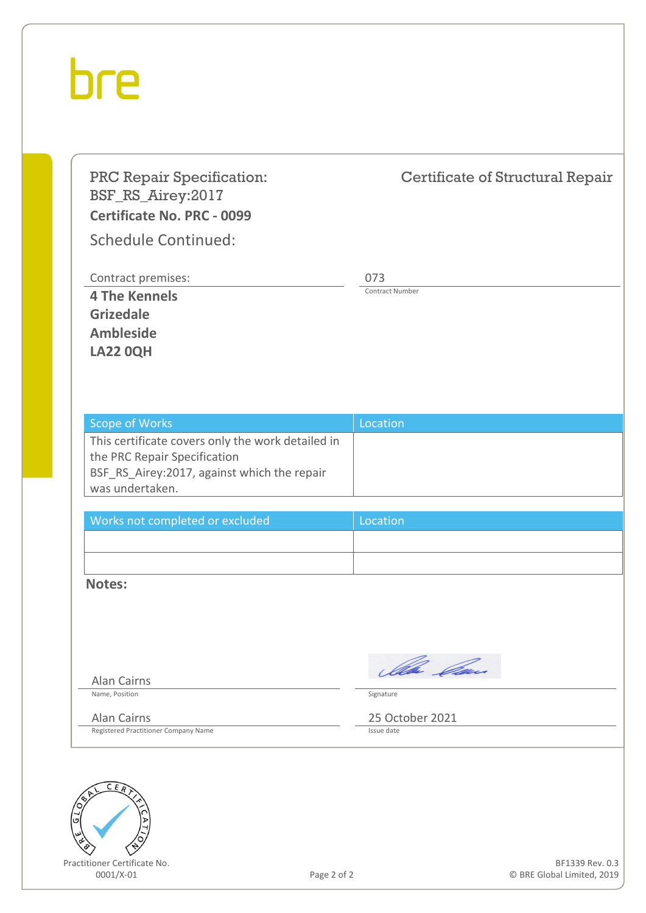bre

PRC Repair Specification:
BSF_RS_Airey:2017

**Certificate No. PRC - 0099**

Schedule Continued:

Certificate of Structural Repair

Contract premises:

**4 The Kennels**
**Grizedale**
**Ambleside**
**LA22 0QH**

073
Contract Number

| Scope of Works | Location |
|---|---|
| This certificate covers only the work detailed in the PRC Repair Specification BSF_RS_Airey:2017, against which the repair was undertaken. | |

| Works not completed or excluded | Location |
|---|---|
| | |
| | |

**Notes:**

Alan Cairns
Name, Position

Signature

Alan Cairns
Registered Practitioner Company Name

25 October 2021
Issue date

BRE GLOBAL CERTIFICATION

Practitioner Certificate No.
0001/X-01

BF1339 Rev. 0.3
© BRE Global Limited, 2019